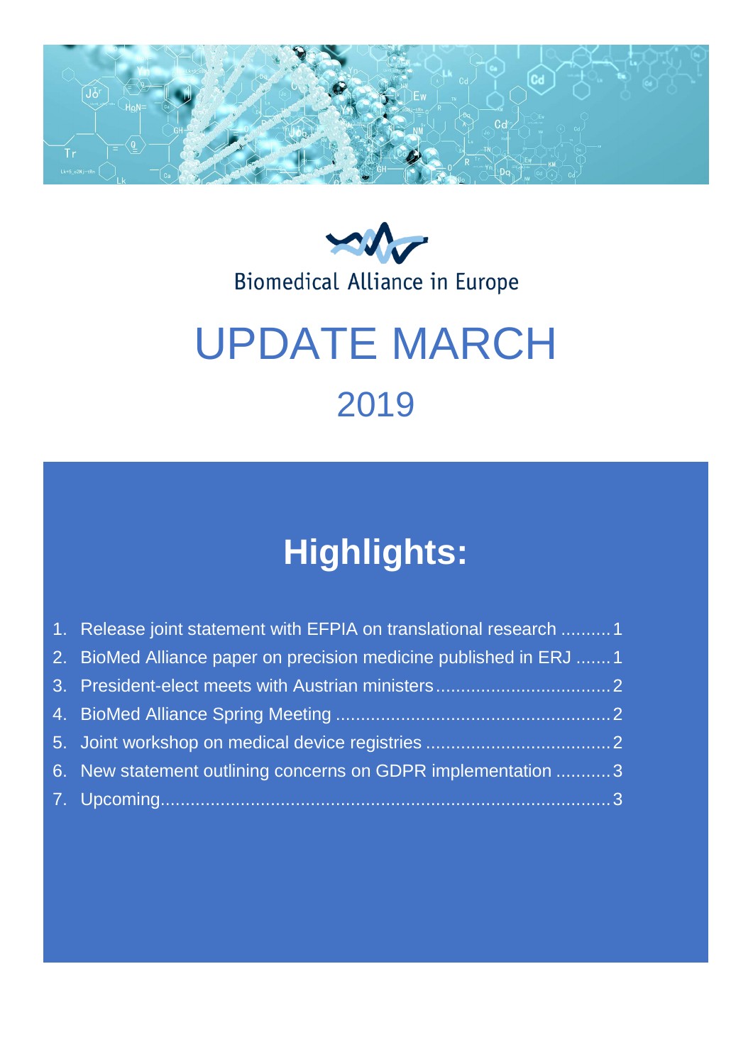Biomedical Alliance in Europe

# UPDATE MARCH

## 2019

# Highlights:

1. Release joint statement with EFPIA on translational research .......... 1
2. BioMed Alliance paper on precision medicine published in ERJ ....... 1
3. President-elect meets with Austrian ministers .................................. 2
4. BioMed Alliance Spring Meeting ...................................................... 2
5. Joint workshop on medical device registries .................................... 2
6. New statement outlining concerns on GDPR implementation ........... 3
7. Upcoming......................................................................................... 3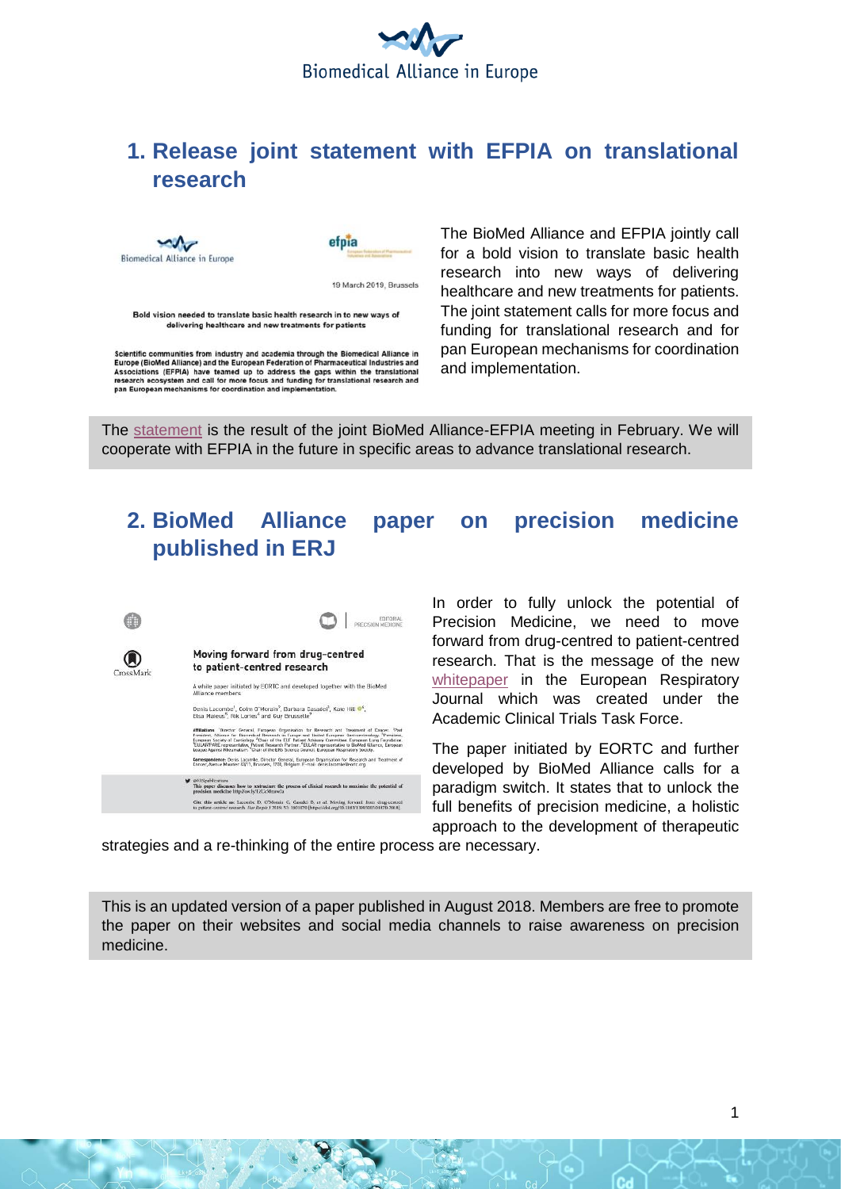## 1. Release joint statement with EFPIA on translational research

The BioMed Alliance and EFPIA jointly call for a bold vision to translate basic health research into new ways of delivering healthcare and new treatments for patients. The joint statement calls for more focus and funding for translational research and for pan European mechanisms for coordination and implementation.

The statement is the result of the joint BioMed Alliance-EFPIA meeting in February. We will cooperate with EFPIA in the future in specific areas to advance translational research.

## 2. BioMed Alliance paper on precision medicine published in ERJ

In order to fully unlock the potential of Precision Medicine, we need to move forward from drug-centred to patient-centred research. That is the message of the new whitepaper in the European Respiratory Journal which was created under the Academic Clinical Trials Task Force.

The paper initiated by EORTC and further developed by BioMed Alliance calls for a paradigm switch. It states that to unlock the full benefits of precision medicine, a holistic approach to the development of therapeutic strategies and a re-thinking of the entire process are necessary.

This is an updated version of a paper published in August 2018. Members are free to promote the paper on their websites and social media channels to raise awareness on precision medicine.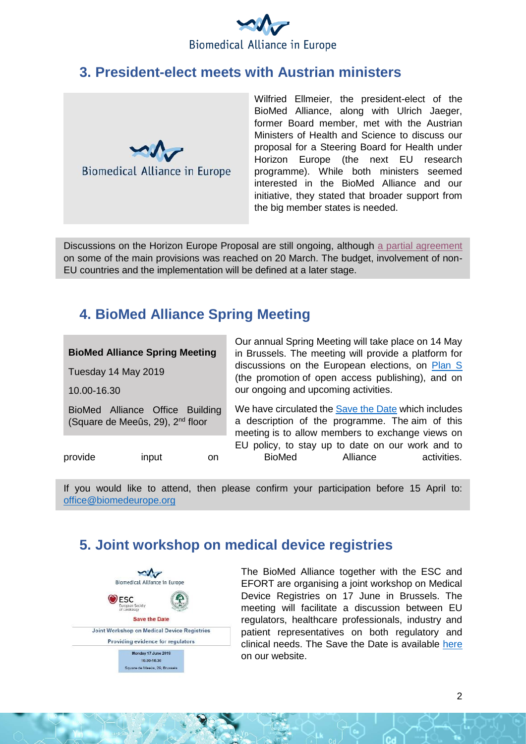## 3. President-elect meets with Austrian ministers

Wilfried Ellmeier, the president-elect of the BioMed Alliance, along with Ulrich Jaeger, former Board member, met with the Austrian Ministers of Health and Science to discuss our proposal for a Steering Board for Health under Horizon Europe (the next EU research programme). While both ministers seemed interested in the BioMed Alliance and our initiative, they stated that broader support from the big member states is needed.

Discussions on the Horizon Europe Proposal are still ongoing, although a partial agreement on some of the main provisions was reached on 20 March. The budget, involvement of non-EU countries and the implementation will be defined at a later stage.

## 4. BioMed Alliance Spring Meeting

**BioMed Alliance Spring Meeting**

Tuesday 14 May 2019

10.00-16.30

BioMed Alliance Office Building (Square de Meeûs, 29), 2nd floor

Our annual Spring Meeting will take place on 14 May in Brussels. The meeting will provide a platform for discussions on the European elections, on Plan S (the promotion of open access publishing), and on our ongoing and upcoming activities.

We have circulated the Save the Date which includes a description of the programme. The aim of this meeting is to allow members to exchange views on EU policy, to stay up to date on our work and to provide input on BioMed Alliance activities.

If you would like to attend, then please confirm your participation before 15 April to: office@biomedeurope.org

## 5. Joint workshop on medical device registries

The BioMed Alliance together with the ESC and EFORT are organising a joint workshop on Medical Device Registries on 17 June in Brussels. The meeting will facilitate a discussion between EU regulators, healthcare professionals, industry and patient representatives on both regulatory and clinical needs. The Save the Date is available here on our website.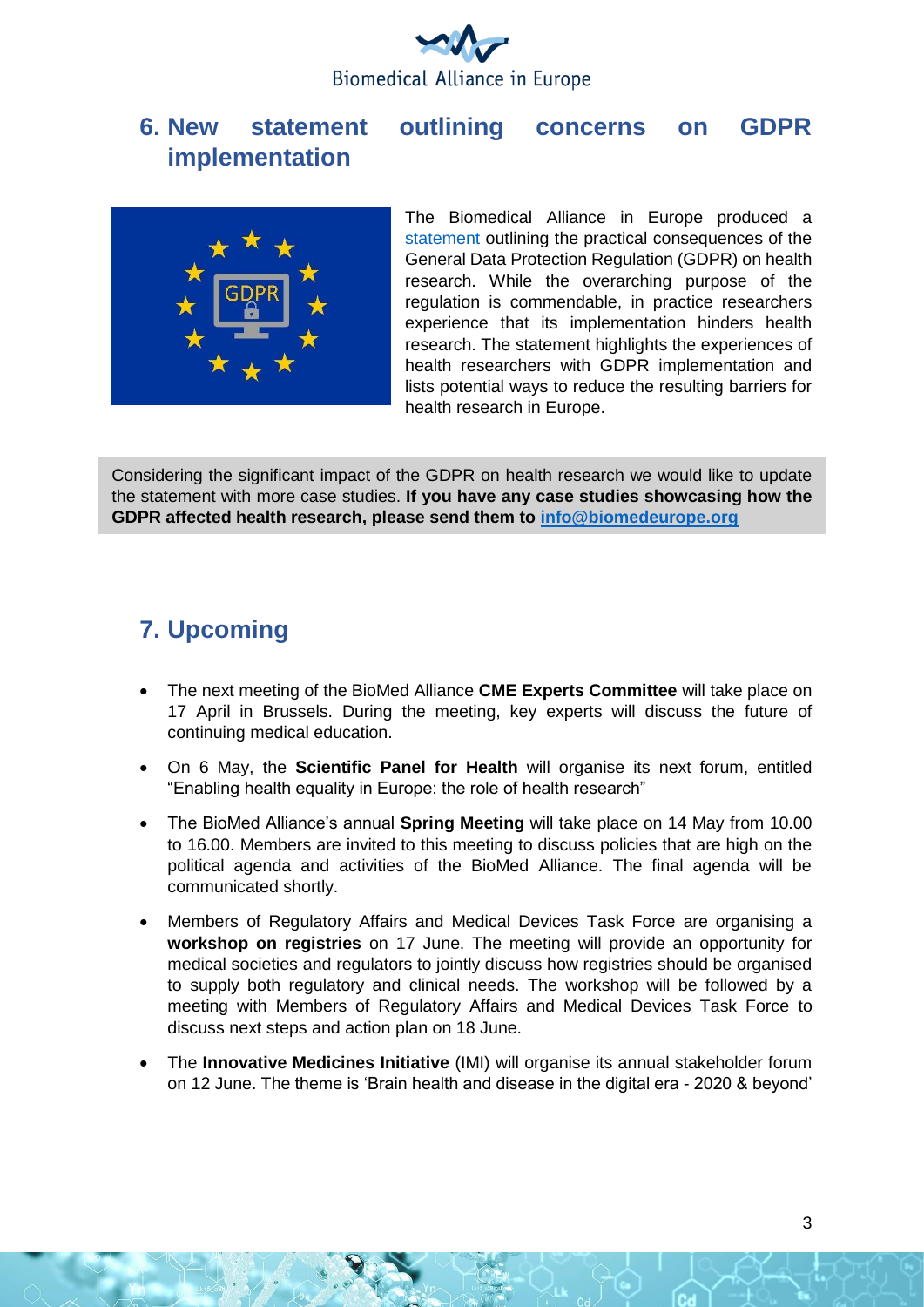## 6. New statement outlining concerns on GDPR implementation

The Biomedical Alliance in Europe produced a statement outlining the practical consequences of the General Data Protection Regulation (GDPR) on health research. While the overarching purpose of the regulation is commendable, in practice researchers experience that its implementation hinders health research. The statement highlights the experiences of health researchers with GDPR implementation and lists potential ways to reduce the resulting barriers for health research in Europe.

Considering the significant impact of the GDPR on health research we would like to update the statement with more case studies. **If you have any case studies showcasing how the GDPR affected health research, please send them to info@biomedeurope.org**

## 7. Upcoming

- The next meeting of the BioMed Alliance **CME Experts Committee** will take place on 17 April in Brussels. During the meeting, key experts will discuss the future of continuing medical education.
- On 6 May, the **Scientific Panel for Health** will organise its next forum, entitled "Enabling health equality in Europe: the role of health research"
- The BioMed Alliance's annual **Spring Meeting** will take place on 14 May from 10.00 to 16.00. Members are invited to this meeting to discuss policies that are high on the political agenda and activities of the BioMed Alliance. The final agenda will be communicated shortly.
- Members of Regulatory Affairs and Medical Devices Task Force are organising a **workshop on registries** on 17 June. The meeting will provide an opportunity for medical societies and regulators to jointly discuss how registries should be organised to supply both regulatory and clinical needs. The workshop will be followed by a meeting with Members of Regulatory Affairs and Medical Devices Task Force to discuss next steps and action plan on 18 June.
- The **Innovative Medicines Initiative** (IMI) will organise its annual stakeholder forum on 12 June. The theme is 'Brain health and disease in the digital era - 2020 & beyond'